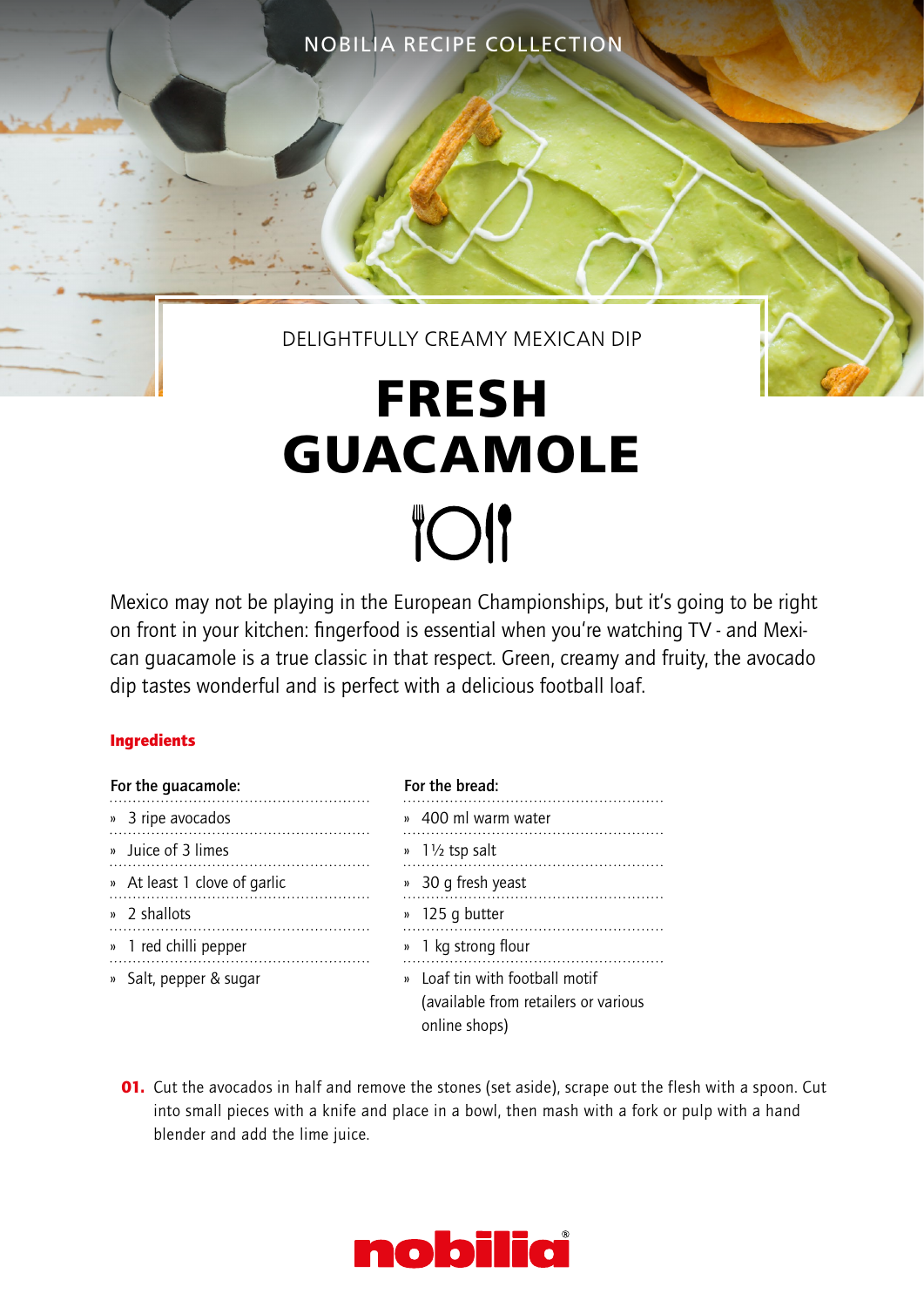NOBILIA RECIPE COLLECTION

DELIGHTFULLY CREAMY MEXICAN DIP

# FRESH GUACAMOLE

Mexico may not be playing in the European Championships, but it's going to be right on front in your kitchen: fingerfood is essential when you're watching TV - and Mexican guacamole is a true classic in that respect. Green, creamy and fruity, the avocado dip tastes wonderful and is perfect with a delicious football loaf.

## Ingredients

**For the guacamole:**

- 3 ripe avocados
- Juice of 3 limes
- At least 1 clove of garlic
- 2 shallots
- 1 red chilli pepper
- Salt, pepper & sugar

**For the bread:**

- 400 ml warm water
- 1½ tsp salt
- 30 g fresh yeast
- 125 g butter
- 1 kg strong flour
- Loaf tin with football motif (available from retailers or various online shops)

**01.** Cut the avocados in half and remove the stones (set aside), scrape out the flesh with a spoon. Cut into small pieces with a knife and place in a bowl, then mash with a fork or pulp with a hand blender and add the lime juice.

nobilia®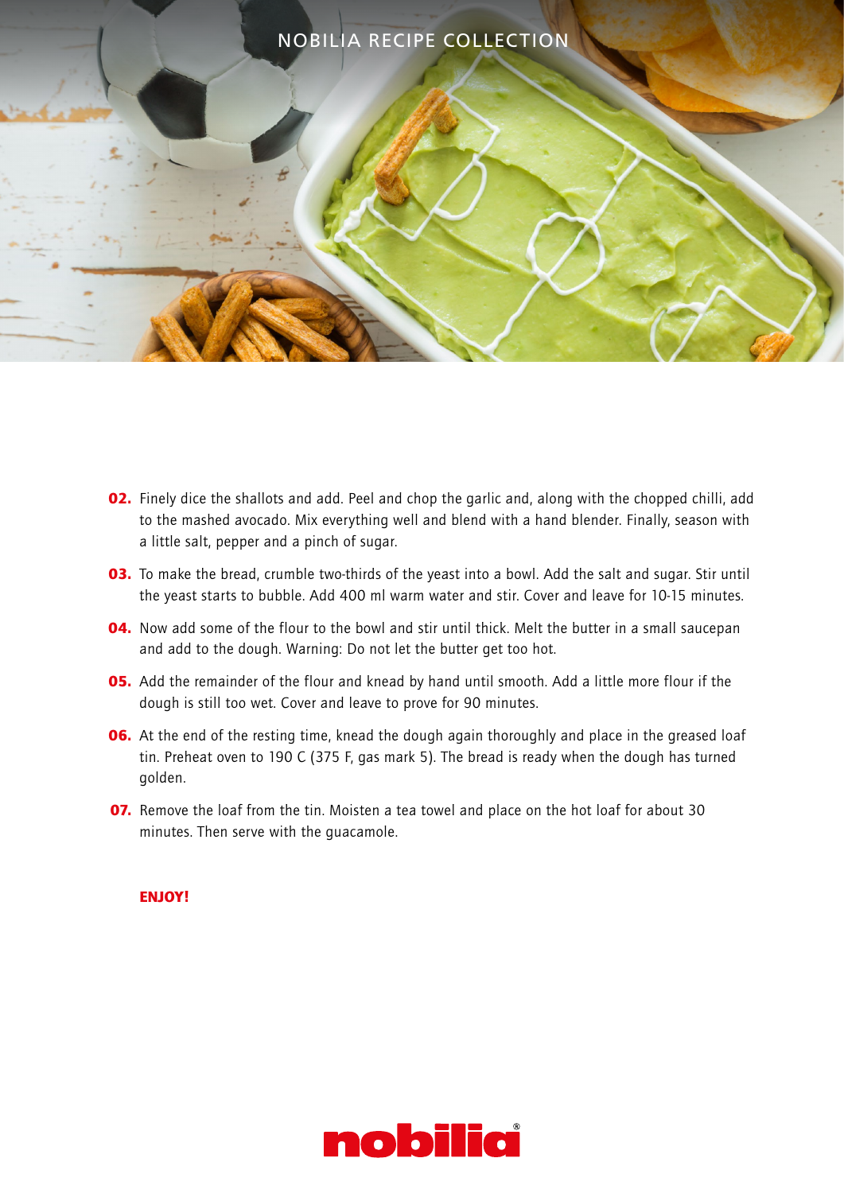**02.** Finely dice the shallots and add. Peel and chop the garlic and, along with the chopped chilli, add to the mashed avocado. Mix everything well and blend with a hand blender. Finally, season with a little salt, pepper and a pinch of sugar.

**03.** To make the bread, crumble two-thirds of the yeast into a bowl. Add the salt and sugar. Stir until the yeast starts to bubble. Add 400 ml warm water and stir. Cover and leave for 10-15 minutes.

**04.** Now add some of the flour to the bowl and stir until thick. Melt the butter in a small saucepan and add to the dough. Warning: Do not let the butter get too hot.

**05.** Add the remainder of the flour and knead by hand until smooth. Add a little more flour if the dough is still too wet. Cover and leave to prove for 90 minutes.

**06.** At the end of the resting time, knead the dough again thoroughly and place in the greased loaf tin. Preheat oven to 190 C (375 F, gas mark 5). The bread is ready when the dough has turned golden.

**07.** Remove the loaf from the tin. Moisten a tea towel and place on the hot loaf for about 30 minutes. Then serve with the guacamole.

**ENJOY!**